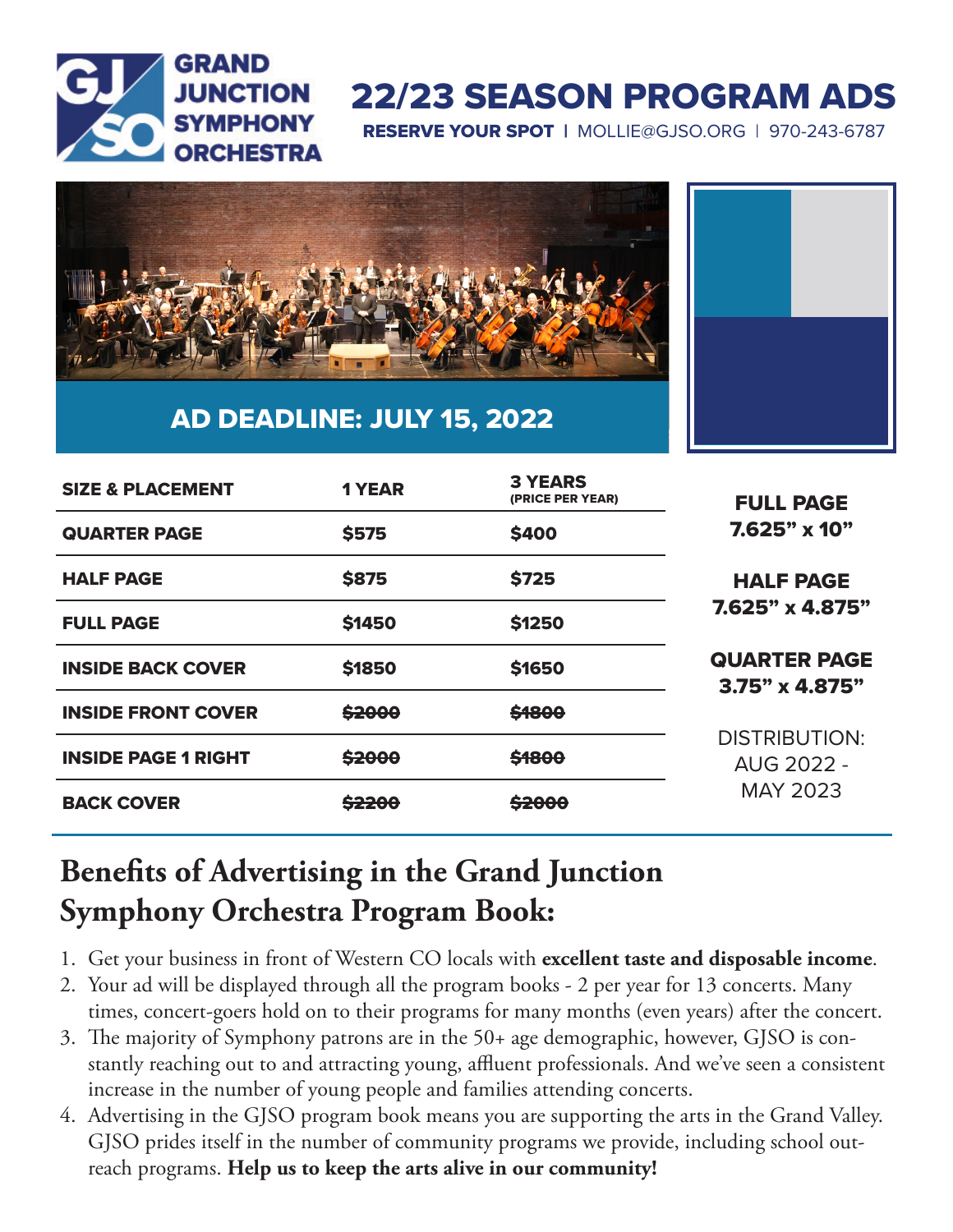# GRAND JUNCTION SYMPHONY ORCHESTRA

## 22/23 SEASON PROGRAM ADS

**RESERVE YOUR SPOT** | MOLLIE@GJSO.ORG | 970-243-6787

**AD DEADLINE: JULY 15, 2022**

| SIZE & PLACEMENT | 1 YEAR | 3 YEARS (PRICE PER YEAR) |
|---|---|---|
| QUARTER PAGE | $575 | $400 |
| HALF PAGE | $875 | $725 |
| FULL PAGE | $1450 | $1250 |
| INSIDE BACK COVER | $1850 | $1650 |
| INSIDE FRONT COVER | ~~$2000~~ | ~~$1800~~ |
| INSIDE PAGE 1 RIGHT | ~~$2000~~ | ~~$1800~~ |
| BACK COVER | ~~$2200~~ | ~~$2000~~ |

**FULL PAGE**
**7.625" x 10"**

**HALF PAGE**
**7.625" x 4.875"**

**QUARTER PAGE**
**3.75" x 4.875"**

DISTRIBUTION: AUG 2022 - MAY 2023

## Benefits of Advertising in the Grand Junction Symphony Orchestra Program Book:

1. Get your business in front of Western CO locals with **excellent taste and disposable income**.
2. Your ad will be displayed through all the program books - 2 per year for 13 concerts. Many times, concert-goers hold on to their programs for many months (even years) after the concert.
3. The majority of Symphony patrons are in the 50+ age demographic, however, GJSO is constantly reaching out to and attracting young, affluent professionals. And we've seen a consistent increase in the number of young people and families attending concerts.
4. Advertising in the GJSO program book means you are supporting the arts in the Grand Valley. GJSO prides itself in the number of community programs we provide, including school outreach programs. **Help us to keep the arts alive in our community!**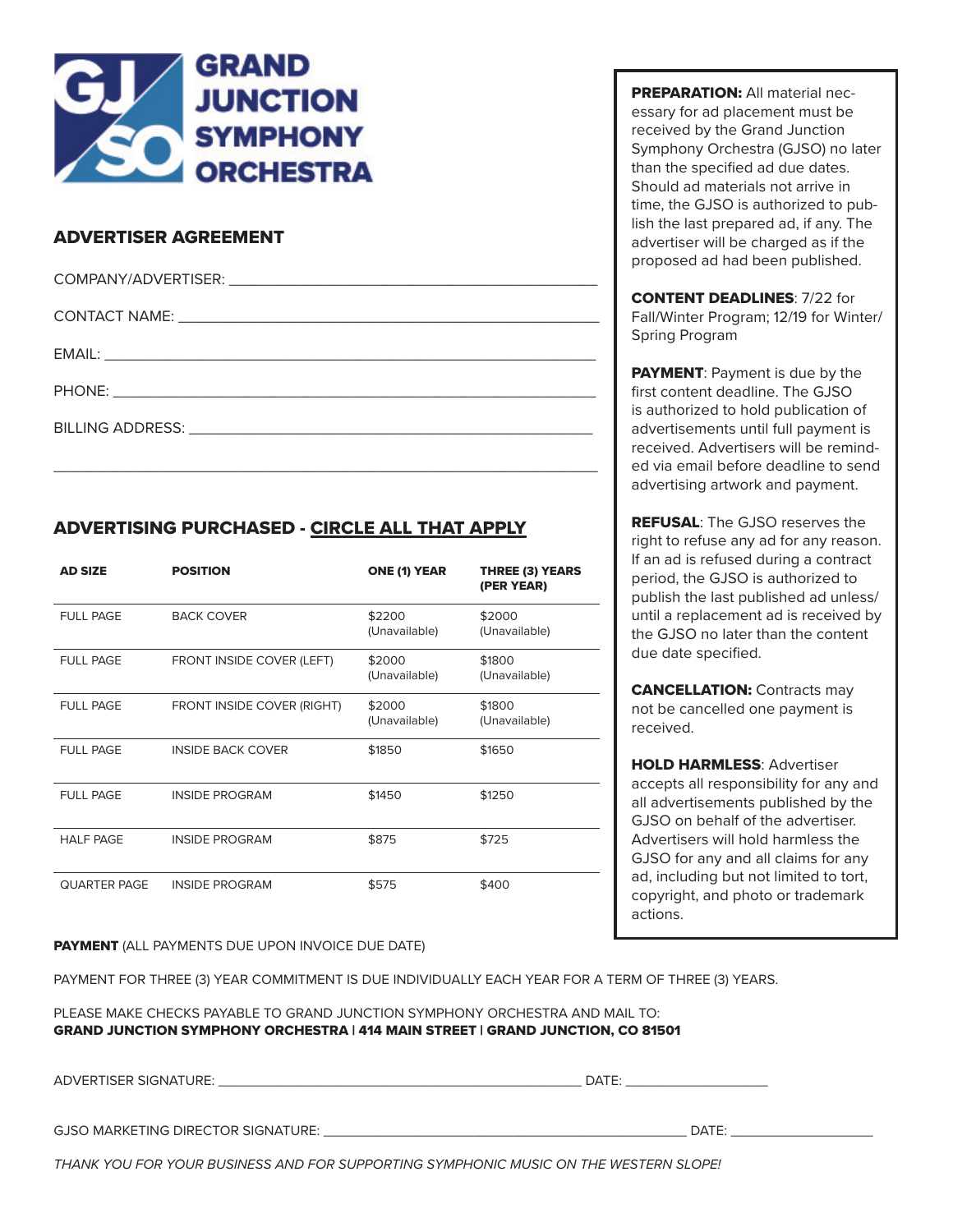GRAND JUNCTION SYMPHONY ORCHESTRA

## ADVERTISER AGREEMENT

COMPANY/ADVERTISER: ___________________________________________

CONTACT NAME: ___________________________________________

EMAIL: ___________________________________________

PHONE: ___________________________________________

BILLING ADDRESS: ___________________________________________

___________________________________________

## ADVERTISING PURCHASED - CIRCLE ALL THAT APPLY

| AD SIZE | POSITION | ONE (1) YEAR | THREE (3) YEARS (PER YEAR) |
|---|---|---|---|
| FULL PAGE | BACK COVER | $2200 (Unavailable) | $2000 (Unavailable) |
| FULL PAGE | FRONT INSIDE COVER (LEFT) | $2000 (Unavailable) | $1800 (Unavailable) |
| FULL PAGE | FRONT INSIDE COVER (RIGHT) | $2000 (Unavailable) | $1800 (Unavailable) |
| FULL PAGE | INSIDE BACK COVER | $1850 | $1650 |
| FULL PAGE | INSIDE PROGRAM | $1450 | $1250 |
| HALF PAGE | INSIDE PROGRAM | $875 | $725 |
| QUARTER PAGE | INSIDE PROGRAM | $575 | $400 |

**PREPARATION:** All material necessary for ad placement must be received by the Grand Junction Symphony Orchestra (GJSO) no later than the specified ad due dates. Should ad materials not arrive in time, the GJSO is authorized to publish the last prepared ad, if any. The advertiser will be charged as if the proposed ad had been published.

**CONTENT DEADLINES**: 7/22 for Fall/Winter Program; 12/19 for Winter/Spring Program

**PAYMENT**: Payment is due by the first content deadline. The GJSO is authorized to hold publication of advertisements until full payment is received. Advertisers will be reminded via email before deadline to send advertising artwork and payment.

**REFUSAL**: The GJSO reserves the right to refuse any ad for any reason. If an ad is refused during a contract period, the GJSO is authorized to publish the last published ad unless/until a replacement ad is received by the GJSO no later than the content due date specified.

**CANCELLATION:** Contracts may not be cancelled one payment is received.

**HOLD HARMLESS**: Advertiser accepts all responsibility for any and all advertisements published by the GJSO on behalf of the advertiser. Advertisers will hold harmless the GJSO for any and all claims for any ad, including but not limited to tort, copyright, and photo or trademark actions.

**PAYMENT** (ALL PAYMENTS DUE UPON INVOICE DUE DATE)

PAYMENT FOR THREE (3) YEAR COMMITMENT IS DUE INDIVIDUALLY EACH YEAR FOR A TERM OF THREE (3) YEARS.

PLEASE MAKE CHECKS PAYABLE TO GRAND JUNCTION SYMPHONY ORCHESTRA AND MAIL TO:
**GRAND JUNCTION SYMPHONY ORCHESTRA | 414 MAIN STREET | GRAND JUNCTION, CO 81501**

ADVERTISER SIGNATURE: ___________________________________________ DATE: ________________

GJSO MARKETING DIRECTOR SIGNATURE: ___________________________________________ DATE: ________________

*THANK YOU FOR YOUR BUSINESS AND FOR SUPPORTING SYMPHONIC MUSIC ON THE WESTERN SLOPE!*